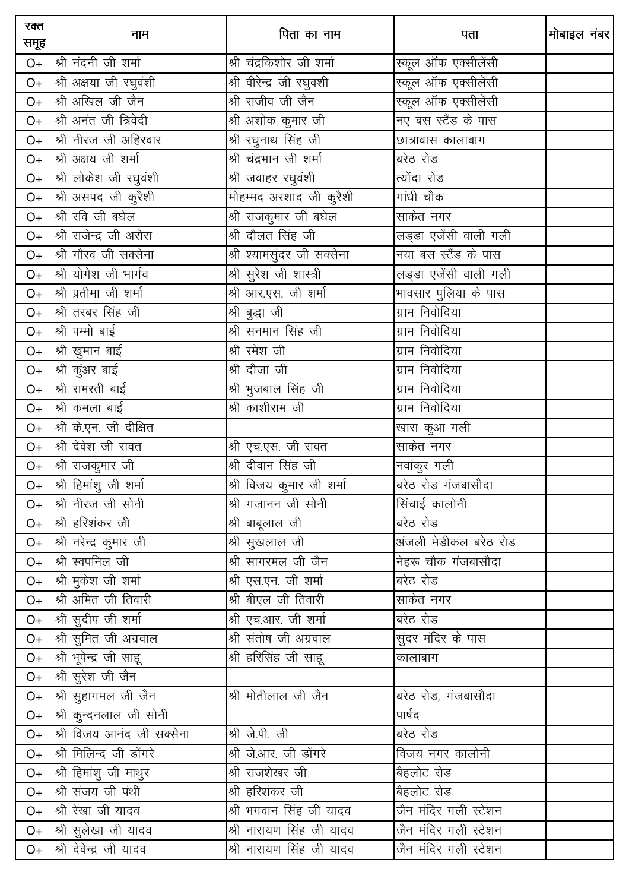| रक्त समूह | नाम | पिता का नाम | पता | मोबाइल नंबर |
|---|---|---|---|---|
| O+ | श्री नंदनी जी शर्मा | श्री चंद्रकिशोर जी शर्मा | स्कूल ऑफ एक्सीलेंसी | |
| O+ | श्री अक्षया जी रघुवंशी | श्री वीरेन्द्र जी रघुवशी | स्कूल ऑफ एक्सीलेंसी | |
| O+ | श्री अखिल जी जैन | श्री राजीव जी जैन | स्कूल ऑफ एक्सीलेंसी | |
| O+ | श्री अनंत जी त्रिवेदी | श्री अशोक कुमार जी | नए बस स्टैंड के पास | |
| O+ | श्री नीरज जी अहिरवार | श्री रघुनाथ सिंह जी | छात्रावास कालाबाग | |
| O+ | श्री अक्षय जी शर्मा | श्री चंद्रभान जी शर्मा | बरेठ रोड | |
| O+ | श्री लोकेश जी रघुवंशी | श्री जवाहर रघुवंशी | त्योंदा रोड | |
| O+ | श्री असपद जी कुरैशी | मोहम्मद अरशाद जी कुरैशी | गांधी चौक | |
| O+ | श्री रवि जी बघेल | श्री राजकुमार जी बघेल | साकेत नगर | |
| O+ | श्री राजेन्द्र जी अरोरा | श्री दौलत सिंह जी | लड्डा एजेंसी वाली गली | |
| O+ | श्री गौरव जी सक्सेना | श्री श्यामसुंदर जी सक्सेना | नया बस स्टैंड के पास | |
| O+ | श्री योगेश जी भार्गव | श्री सुरेश जी शास्त्री | लड्डा एजेंसी वाली गली | |
| O+ | श्री प्रतीमा जी शर्मा | श्री आर.एस. जी शर्मा | भावसार पुलिया के पास | |
| O+ | श्री तरबर सिंह जी | श्री बुद्धा जी | ग्राम निवोदिया | |
| O+ | श्री पम्मो बाई | श्री सनमान सिंह जी | ग्राम निवोदिया | |
| O+ | श्री खुमान बाई | श्री रमेश जी | ग्राम निवोदिया | |
| O+ | श्री कुंअर बाई | श्री दौजा जी | ग्राम निवोदिया | |
| O+ | श्री रामरती बाई | श्री भुजबाल सिंह जी | ग्राम निवोदिया | |
| O+ | श्री कमला बाई | श्री काशीराम जी | ग्राम निवोदिया | |
| O+ | श्री के.एन. जी दीक्षित | | खारा कुआ गली | |
| O+ | श्री देवेश जी रावत | श्री एच.एस. जी रावत | साकेत नगर | |
| O+ | श्री राजकुमार जी | श्री दीवान सिंह जी | नवांकुर गली | |
| O+ | श्री हिमांशु जी शर्मा | श्री विजय कुमार जी शर्मा | बरेठ रोड गंजबासौदा | |
| O+ | श्री नीरज जी सोनी | श्री गजानन जी सोनी | सिंचाई कालोनी | |
| O+ | श्री हरिशंकर जी | श्री बाबूलाल जी | बरेठ रोड | |
| O+ | श्री नरेन्द्र कुमार जी | श्री सुखलाल जी | अंजली मेडीकल बरेठ रोड | |
| O+ | श्री स्वपनिल जी | श्री सागरमल जी जैन | नेहरू चौक गंजबासौदा | |
| O+ | श्री मुकेश जी शर्मा | श्री एस.एन. जी शर्मा | बरेठ रोड | |
| O+ | श्री अमित जी तिवारी | श्री बीएल जी तिवारी | साकेत नगर | |
| O+ | श्री सुदीप जी शर्मा | श्री एच.आर. जी शर्मा | बरेठ रोड | |
| O+ | श्री सुमित जी अग्रवाल | श्री संतोष जी अग्रवाल | सुंदर मंदिर के पास | |
| O+ | श्री भूपेन्द्र जी साहू | श्री हरिसिंह जी साहू | कालाबाग | |
| O+ | श्री सुरेश जी जैन | | | |
| O+ | श्री सुहागमल जी जैन | श्री मोतीलाल जी जैन | बरेठ रोड, गंजबासौदा | |
| O+ | श्री कुन्दनलाल जी सोनी | | पार्षद | |
| O+ | श्री विजय आनंद जी सक्सेना | श्री जे.पी. जी | बरेठ रोड | |
| O+ | श्री मिलिन्द जी डोंगरे | श्री जे.आर. जी डोंगरे | विजय नगर कालोनी | |
| O+ | श्री हिमांशु जी माथुर | श्री राजशेखर जी | बैहलोट रोड | |
| O+ | श्री संजय जी पंथी | श्री हरिशंकर जी | बैहलोट रोड | |
| O+ | श्री रेखा जी यादव | श्री भगवान सिंह जी यादव | जैन मंदिर गली स्टेशन | |
| O+ | श्री सुलेखा जी यादव | श्री नारायण सिंह जी यादव | जैन मंदिर गली स्टेशन | |
| O+ | श्री देवेन्द्र जी यादव | श्री नारायण सिंह जी यादव | जैन मंदिर गली स्टेशन | |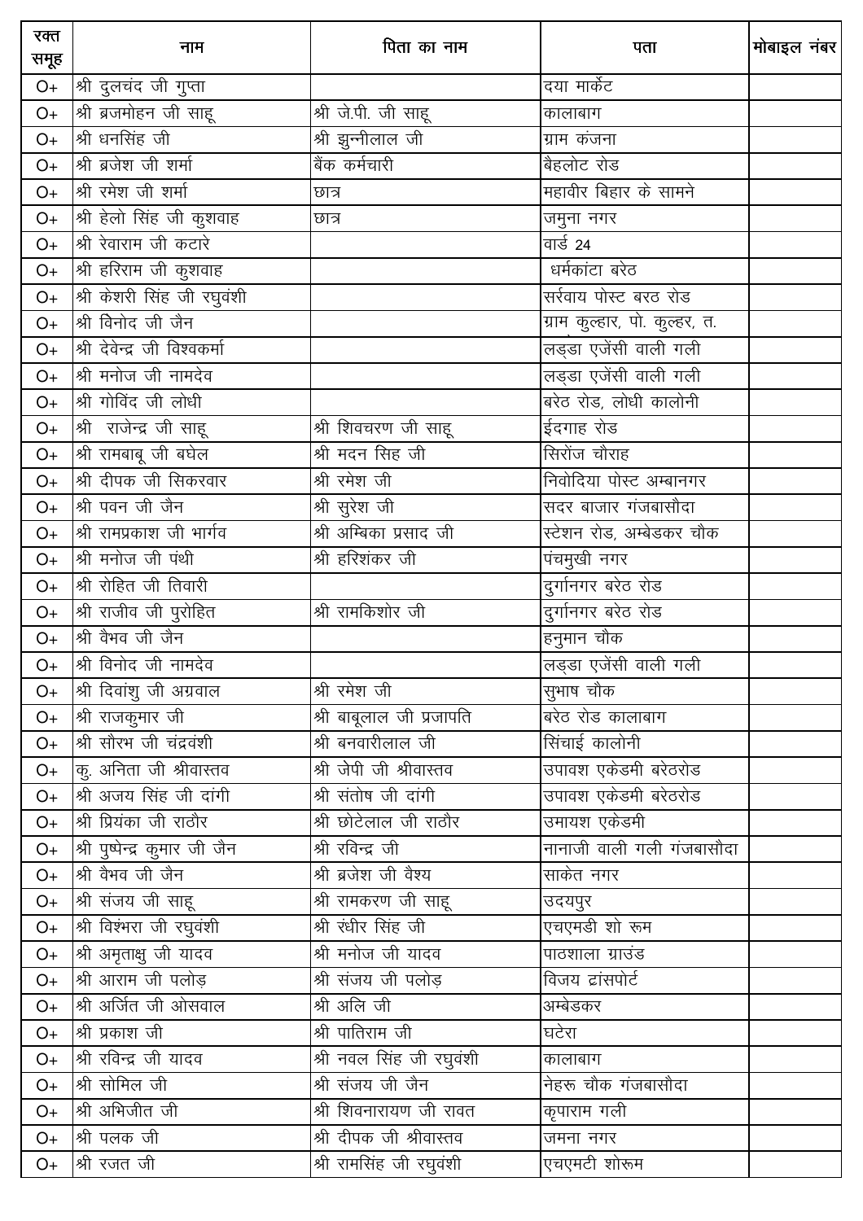| रक्त समूह | नाम | पिता का नाम | पता | मोबाइल नंबर |
|---|---|---|---|---|
| O+ | श्री दुलचंद जी गुप्ता | | दया मार्केट | |
| O+ | श्री ब्रजमोहन जी साहू | श्री जे.पी. जी साहू | कालाबाग | |
| O+ | श्री धनसिंह जी | श्री झुन्नीलाल जी | ग्राम कंजना | |
| O+ | श्री ब्रजेश जी शर्मा | बैंक कर्मचारी | बैहलोट रोड | |
| O+ | श्री रमेश जी शर्मा | छात्र | महावीर बिहार के सामने | |
| O+ | श्री हेलो सिंह जी कुशवाह | छात्र | जमुना नगर | |
| O+ | श्री रेवाराम जी कटारे | | वार्ड 24 | |
| O+ | श्री हरिराम जी कुशवाह | | धर्मकांटा बरेठ | |
| O+ | श्री केशरी सिंह जी रघुवंशी | | सर्रवाय पोस्ट बरठ रोड | |
| O+ | श्री विनोद जी जैन | | ग्राम कुल्हार, पो. कुल्हर, त. | |
| O+ | श्री देवेन्द्र जी विश्वकर्मा | | लड्डा एजेंसी वाली गली | |
| O+ | श्री मनोज जी नामदेव | | लड्डा एजेंसी वाली गली | |
| O+ | श्री गोविंद जी लोधी | | बरेठ रोड, लोधी कालोनी | |
| O+ | श्री राजेन्द्र जी साहू | श्री शिवचरण जी साहू | ईदगाह रोड | |
| O+ | श्री रामबाबू जी बघेल | श्री मदन सिह जी | सिरोंज चौराह | |
| O+ | श्री दीपक जी सिकरवार | श्री रमेश जी | निवोदिया पोस्ट अम्बानगर | |
| O+ | श्री पवन जी जैन | श्री सुरेश जी | सदर बाजार गंजबासौदा | |
| O+ | श्री रामप्रकाश जी भार्गव | श्री अम्बिका प्रसाद जी | स्टेशन रोड, अम्बेडकर चौक | |
| O+ | श्री मनोज जी पंथी | श्री हरिशंकर जी | पंचमुखी नगर | |
| O+ | श्री रोहित जी तिवारी | | दुर्गानगर बरेठ रोड | |
| O+ | श्री राजीव जी पुरोहित | श्री रामकिशोर जी | दुर्गानगर बरेठ रोड | |
| O+ | श्री वैभव जी जैन | | हनुमान चौक | |
| O+ | श्री विनोद जी नामदेव | | लड्डा एजेंसी वाली गली | |
| O+ | श्री दिवांशु जी अग्रवाल | श्री रमेश जी | सुभाष चौक | |
| O+ | श्री राजकुमार जी | श्री बाबूलाल जी प्रजापति | बरेठ रोड कालाबाग | |
| O+ | श्री सौरभ जी चंद्रवंशी | श्री बनवारीलाल जी | सिंचाई कालोनी | |
| O+ | कु. अनिता जी श्रीवास्तव | श्री जेपी जी श्रीवास्तव | उपावश एकेडमी बरेठरोड | |
| O+ | श्री अजय सिंह जी दांगी | श्री संतोष जी दांगी | उपावश एकेडमी बरेठरोड | |
| O+ | श्री प्रियंका जी राठौर | श्री छोटेलाल जी राठौर | उमायश एकेडमी | |
| O+ | श्री पुष्पेन्द्र कुमार जी जैन | श्री रविन्द्र जी | नानाजी वाली गली गंजबासौदा | |
| O+ | श्री वैभव जी जैन | श्री ब्रजेश जी वैश्य | साकेत नगर | |
| O+ | श्री संजय जी साहू | श्री रामकरण जी साहू | उदयपुर | |
| O+ | श्री विश्ंभरा जी रघुवंशी | श्री रंधीर सिंह जी | एचएमडी शो रूम | |
| O+ | श्री अमृताक्षु जी यादव | श्री मनोज जी यादव | पाठशाला ग्राउंड | |
| O+ | श्री आराम जी पलोड़ | श्री संजय जी पलोड़ | विजय ट्रांसपोर्ट | |
| O+ | श्री अर्जित जी ओसवाल | श्री अलि जी | अम्बेडकर | |
| O+ | श्री प्रकाश जी | श्री पातिराम जी | घटेरा | |
| O+ | श्री रविन्द्र जी यादव | श्री नवल सिंह जी रघुवंशी | कालाबाग | |
| O+ | श्री सोमिल जी | श्री संजय जी जैन | नेहरू चौक गंजबासौदा | |
| O+ | श्री अभिजीत जी | श्री शिवनारायण जी रावत | कृपाराम गली | |
| O+ | श्री पलक जी | श्री दीपक जी श्रीवास्तव | जमना नगर | |
| O+ | श्री रजत जी | श्री रामसिंह जी रघुवंशी | एचएमटी शोरूम | |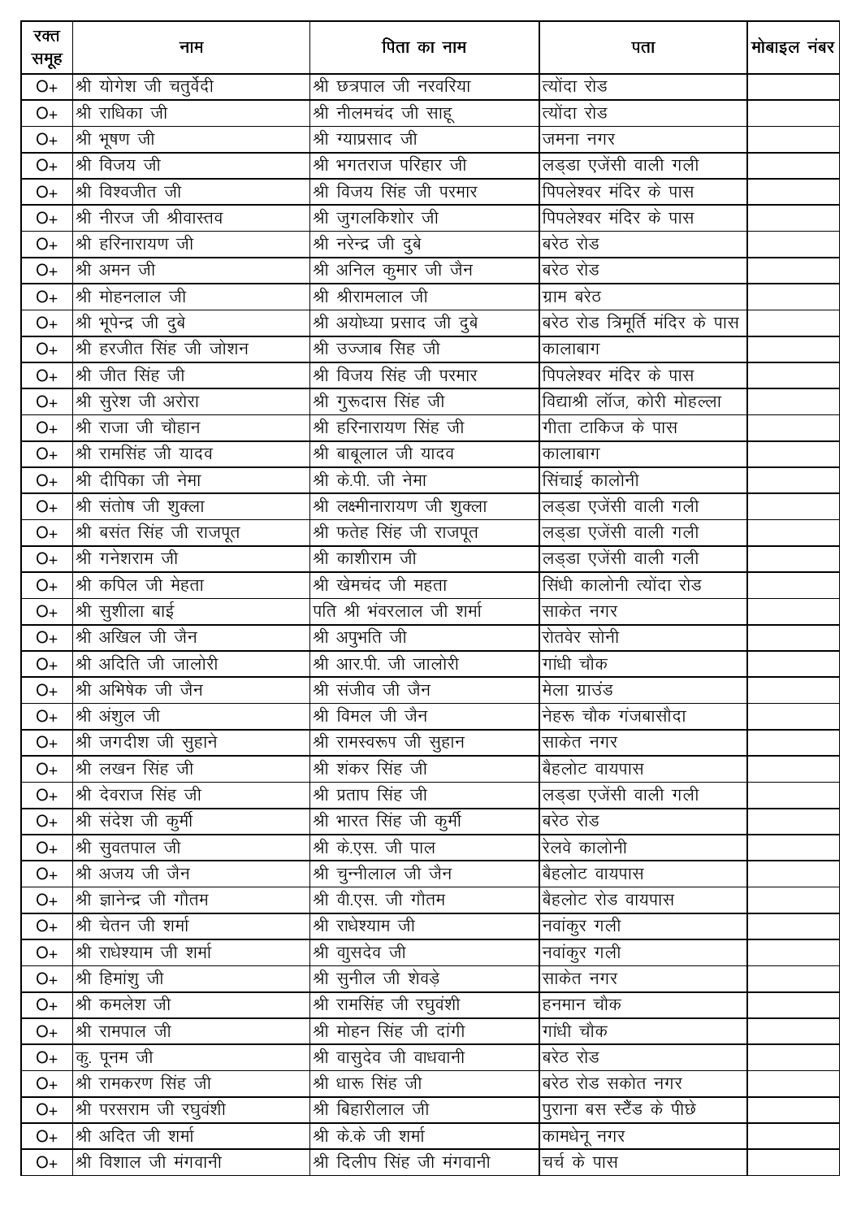| रक्त समूह | नाम | पिता का नाम | पता | मोबाइल नंबर |
|---|---|---|---|---|
| O+ | श्री योगेश जी चतुर्वेदी | श्री छत्रपाल जी नरवरिया | त्योंदा रोड | |
| O+ | श्री राधिका जी | श्री नीलमचंद जी साहू | त्योंदा रोड | |
| O+ | श्री भूषण जी | श्री ग्याप्रसाद जी | जमना नगर | |
| O+ | श्री विजय जी | श्री भगतराज परिहार जी | लड्डा एजेंसी वाली गली | |
| O+ | श्री विश्वजीत जी | श्री विजय सिंह जी परमार | पिपलेश्वर मंदिर के पास | |
| O+ | श्री नीरज जी श्रीवास्तव | श्री जुगलकिशोर जी | पिपलेश्वर मंदिर के पास | |
| O+ | श्री हरिनारायण जी | श्री नरेन्द्र जी दुबे | बरेठ रोड | |
| O+ | श्री अमन जी | श्री अनिल कुमार जी जैन | बरेठ रोड | |
| O+ | श्री मोहनलाल जी | श्री श्रीरामलाल जी | ग्राम बरेठ | |
| O+ | श्री भूपेन्द्र जी दुबे | श्री अयोध्या प्रसाद जी दुबे | बरेठ रोड त्रिमूर्ति मंदिर के पास | |
| O+ | श्री हरजीत सिंह जी जोशन | श्री उज्जाब सिंह जी | कालाबाग | |
| O+ | श्री जीत सिंह जी | श्री विजय सिंह जी परमार | पिपलेश्वर मंदिर के पास | |
| O+ | श्री सुरेश जी अरोरा | श्री गुरूदास सिंह जी | विद्याश्री लॉज, कोरी मोहल्ला | |
| O+ | श्री राजा जी चौहान | श्री हरिनारायण सिंह जी | गीता टाकिज के पास | |
| O+ | श्री रामसिंह जी यादव | श्री बाबूलाल जी यादव | कालाबाग | |
| O+ | श्री दीपिका जी नेमा | श्री के.पी. जी नेमा | सिंचाई कालोनी | |
| O+ | श्री संतोष जी शुक्ला | श्री लक्ष्मीनारायण जी शुक्ला | लड्डा एजेंसी वाली गली | |
| O+ | श्री बसंत सिंह जी राजपूत | श्री फतेह सिंह जी राजपूत | लड्डा एजेंसी वाली गली | |
| O+ | श्री गनेशराम जी | श्री काशीराम जी | लड्डा एजेंसी वाली गली | |
| O+ | श्री कपिल जी मेहता | श्री खेमचंद जी महता | सिंधी कालोनी त्योंदा रोड | |
| O+ | श्री सुशीला बाई | पति श्री भंवरलाल जी शर्मा | साकेत नगर | |
| O+ | श्री अखिल जी जैन | श्री अपुभति जी | रोतवेर सोनी | |
| O+ | श्री अदिति जी जालोरी | श्री आर.पी. जी जालोरी | गांधी चौक | |
| O+ | श्री अभिषेक जी जैन | श्री संजीव जी जैन | मेला ग्राउंड | |
| O+ | श्री अंशुल जी | श्री विमल जी जैन | नेहरू चौक गंजबासौदा | |
| O+ | श्री जगदीश जी सुहाने | श्री रामस्वरूप जी सुहान | साकेत नगर | |
| O+ | श्री लखन सिंह जी | श्री शंकर सिंह जी | बैहलोट वायपास | |
| O+ | श्री देवराज सिंह जी | श्री प्रताप सिंह जी | लड्डा एजेंसी वाली गली | |
| O+ | श्री संदेश जी कुर्मी | श्री भारत सिंह जी कुर्मी | बरेठ रोड | |
| O+ | श्री सुवतपाल जी | श्री के.एस. जी पाल | रेलवे कालोनी | |
| O+ | श्री अजय जी जैन | श्री चुन्नीलाल जी जैन | बैहलोट वायपास | |
| O+ | श्री ज्ञानेन्द्र जी गौतम | श्री वी.एस. जी गौतम | बैहलोट रोड वायपास | |
| O+ | श्री चेतन जी शर्मा | श्री राधेश्याम जी | नवांकुर गली | |
| O+ | श्री राधेश्याम जी शर्मा | श्री वासुदेव जी | नवांकुर गली | |
| O+ | श्री हिमांशु जी | श्री सुनील जी शेवड़े | साकेत नगर | |
| O+ | श्री कमलेश जी | श्री रामसिंह जी रघुवंशी | हनमान चौक | |
| O+ | श्री रामपाल जी | श्री मोहन सिंह जी दांगी | गांधी चौक | |
| O+ | कु. पूनम जी | श्री वासुदेव जी वाधवानी | बरेठ रोड | |
| O+ | श्री रामकरण सिंह जी | श्री धारू सिंह जी | बरेठ रोड सकोत नगर | |
| O+ | श्री परसराम जी रघुवंशी | श्री बिहारीलाल जी | पुराना बस स्टैंड के पीछे | |
| O+ | श्री अदित जी शर्मा | श्री के.के जी शर्मा | कामधेनू नगर | |
| O+ | श्री विशाल जी मंगवानी | श्री दिलीप सिंह जी मंगवानी | चर्च के पास | |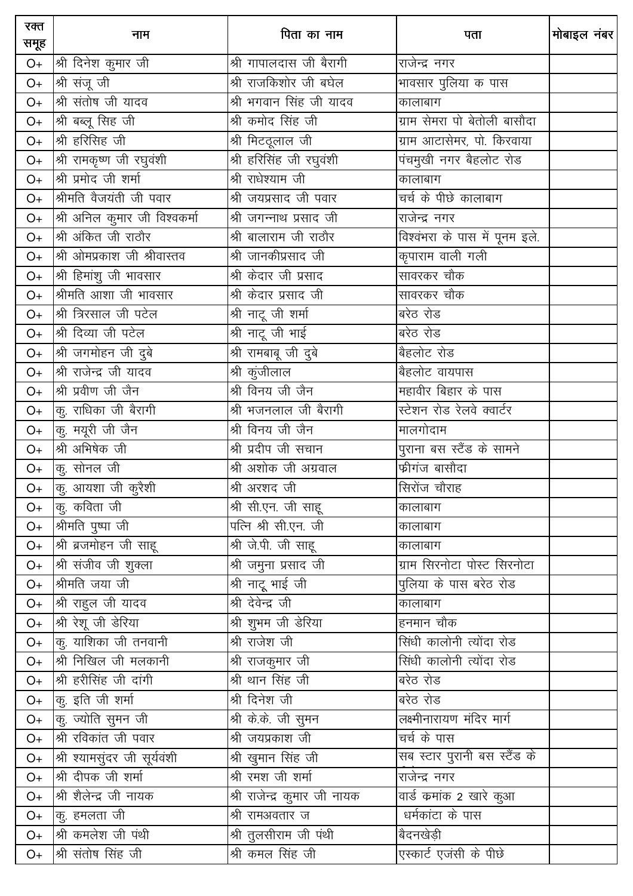| रक्त समूह | नाम | पिता का नाम | पता | मोबाइल नंबर |
|---|---|---|---|---|
| O+ | श्री दिनेश कुमार जी | श्री गापालदास जी बैरागी | राजेन्द्र नगर | |
| O+ | श्री संजू जी | श्री राजकिशोर जी बघेल | भावसार पुलिया क पास | |
| O+ | श्री संतोष जी यादव | श्री भगवान सिंह जी यादव | कालाबाग | |
| O+ | श्री बब्लू सिह जी | श्री कमोद सिंह जी | ग्राम सेमरा पो बेतोली बासौदा | |
| O+ | श्री हरिसिह जी | श्री मिट्ठूलाल जी | ग्राम आटासेमर, पो. किरवाया | |
| O+ | श्री रामकृष्ण जी रघुवंशी | श्री हरिसिंह जी रघुवंशी | पंचमुखी नगर बैहलोट रोड | |
| O+ | श्री प्रमोद जी शर्मा | श्री राधेश्याम जी | कालाबाग | |
| O+ | श्रीमति वैजयंती जी पवार | श्री जयप्रसाद जी पवार | चर्च के पीछे कालाबाग | |
| O+ | श्री अनिल कुमार जी विश्वकर्मा | श्री जगन्नाथ प्रसाद जी | राजेन्द्र नगर | |
| O+ | श्री अंकित जी राठौर | श्री बालाराम जी राठौर | विश्वंभरा के पास में पूनम इले. | |
| O+ | श्री ओमप्रकाश जी श्रीवास्तव | श्री जानकीप्रसाद जी | कृपाराम वाली गली | |
| O+ | श्री हिमांशु जी भावसार | श्री केदार जी प्रसाद | सावरकर चौक | |
| O+ | श्रीमति आशा जी भावसार | श्री केदार प्रसाद जी | सावरकर चौक | |
| O+ | श्री त्रिरसाल जी पटेल | श्री नाटू जी शर्मा | बरेठ रोड | |
| O+ | श्री दिव्या जी पटेल | श्री नाटू जी भाई | बरेठ रोड | |
| O+ | श्री जगमोहन जी दुबे | श्री रामबाबू जी दुबे | बैहलोट रोड | |
| O+ | श्री राजेन्द्र जी यादव | श्री कुंजीलाल | बैहलोट वायपास | |
| O+ | श्री प्रवीण जी जैन | श्री विनय जी जैन | महावीर बिहार के पास | |
| O+ | कु. राधिका जी बैरागी | श्री भजनलाल जी बैरागी | स्टेशन रोड रेलवे क्वार्टर | |
| O+ | कु. मयूरी जी जैन | श्री विनय जी जैन | मालगोदाम | |
| O+ | श्री अभिषेक जी | श्री प्रदीप जी सचान | पुराना बस स्टैंड के सामने | |
| O+ | कु. सोनल जी | श्री अशोक जी अग्रवाल | फ्रीगंज बासौदा | |
| O+ | कु. आयशा जी कुरैशी | श्री अरशद जी | सिरोंज चौराह | |
| O+ | कु. कविता जी | श्री सी.एन. जी साहू | कालाबाग | |
| O+ | श्रीमति पुष्पा जी | पत्नि श्री सी.एन. जी | कालाबाग | |
| O+ | श्री ब्रजमोहन जी साहू | श्री जे.पी. जी साहू | कालाबाग | |
| O+ | श्री संजीव जी शुक्ला | श्री जमुना प्रसाद जी | ग्राम सिरनोटा पोस्ट सिरनोटा | |
| O+ | श्रीमति जया जी | श्री नाटू भाई जी | पुलिया के पास बरेठ रोड | |
| O+ | श्री राहुल जी यादव | श्री देवेन्द्र जी | कालाबाग | |
| O+ | श्री रेशू जी डेरिया | श्री शुभम जी डेरिया | हनमान चौक | |
| O+ | कु. याशिका जी तनवानी | श्री राजेश जी | सिंधी कालोनी त्योंदा रोड | |
| O+ | श्री निखिल जी मलकानी | श्री राजकुमार जी | सिंधी कालोनी त्योंदा रोड | |
| O+ | श्री हरीसिंह जी दांगी | श्री थान सिंह जी | बरेठ रोड | |
| O+ | कु. इति जी शर्मा | श्री दिनेश जी | बरेठ रोड | |
| O+ | कु. ज्योति सुमन जी | श्री के.के. जी सुमन | लक्ष्मीनारायण मंदिर मार्ग | |
| O+ | श्री रविकांत जी पवार | श्री जयप्रकाश जी | चर्च के पास | |
| O+ | श्री श्यामसुंदर जी सूर्यवंशी | श्री खुमान सिंह जी | सब स्टार पुरानी बस स्टैंड के | |
| O+ | श्री दीपक जी शर्मा | श्री रमश जी शर्मा | राजेन्द्र नगर | |
| O+ | श्री शैलेन्द्र जी नायक | श्री राजेन्द्र कुमार जी नायक | वार्ड कमांक 2 खारे कुआ | |
| O+ | कु. हमलता जी | श्री रामअवतार ज | धर्मकांटा के पास | |
| O+ | श्री कमलेश जी पंथी | श्री तुलसीराम जी पंथी | बैदनखेड़ी | |
| O+ | श्री संतोष सिंह जी | श्री कमल सिंह जी | एस्कार्ट एजंसी के पीछे | |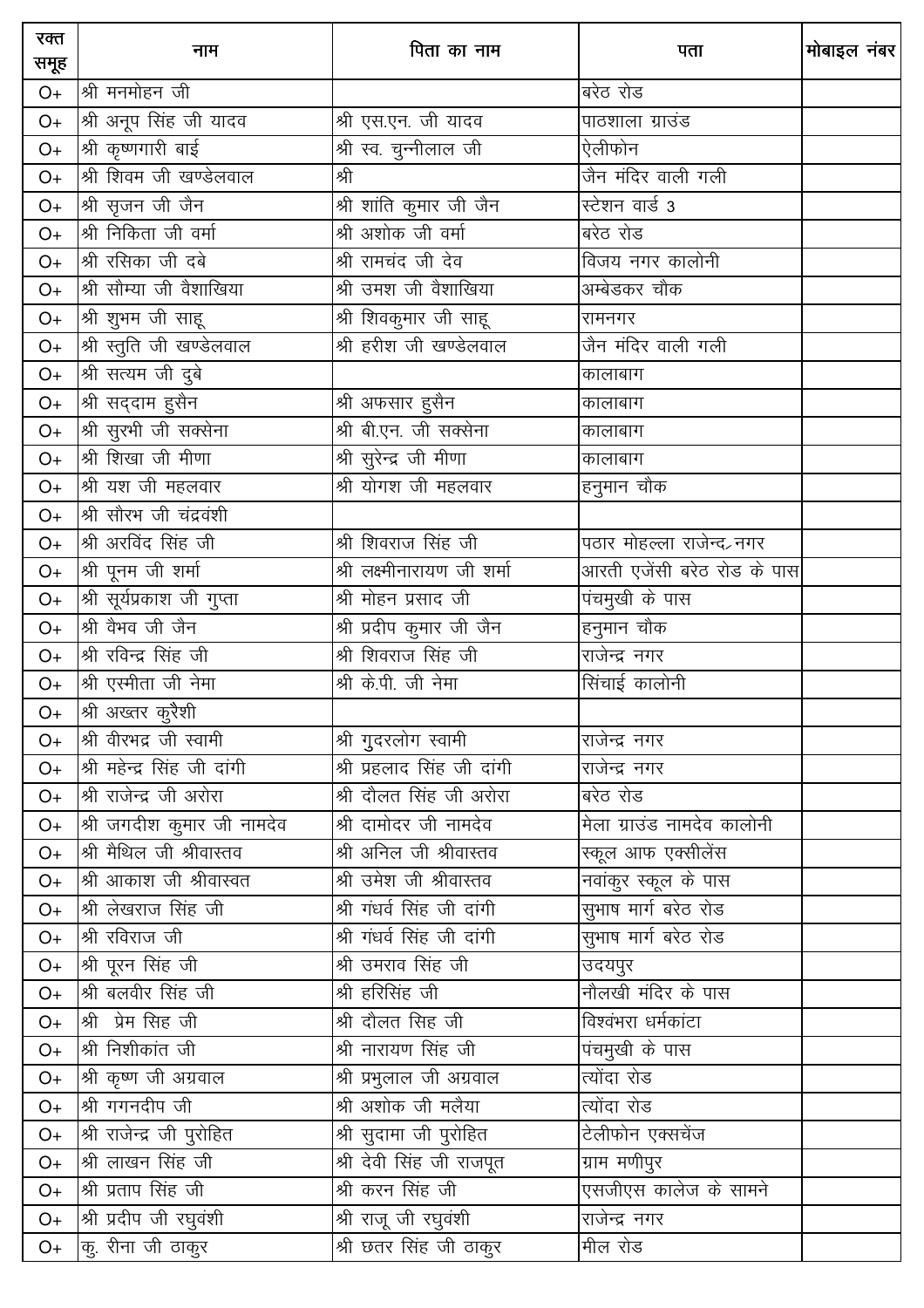| रक्त समूह | नाम | पिता का नाम | पता | मोबाइल नंबर |
|---|---|---|---|---|
| O+ | श्री मनमोहन जी | | बरेठ रोड | |
| O+ | श्री अनूप सिंह जी यादव | श्री एस.एन. जी यादव | पाठशाला ग्राउंड | |
| O+ | श्री कृष्णगारी बाई | श्री स्व. चुन्नीलाल जी | ऐलीफोन | |
| O+ | श्री शिवम जी खण्डेलवाल | श्री | जैन मंदिर वाली गली | |
| O+ | श्री सृजन जी जैन | श्री शांति कुमार जी जैन | स्टेशन वार्ड 3 | |
| O+ | श्री निकिता जी वर्मा | श्री अशोक जी वर्मा | बरेठ रोड | |
| O+ | श्री रसिका जी दबे | श्री रामचंद जी देव | विजय नगर कालोनी | |
| O+ | श्री सौम्या जी वैशाखिया | श्री उमश जी वैशाखिया | अम्बेडकर चौक | |
| O+ | श्री शुभम जी साहू | श्री शिवकुमार जी साहू | रामनगर | |
| O+ | श्री स्तुति जी खण्डेलवाल | श्री हरीश जी खण्डेलवाल | जैन मंदिर वाली गली | |
| O+ | श्री सत्यम जी दुबे | | कालाबाग | |
| O+ | श्री सद्दाम हुसैन | श्री अफसार हुसैन | कालाबाग | |
| O+ | श्री सुरभी जी सक्सेना | श्री बी.एन. जी सक्सेना | कालाबाग | |
| O+ | श्री शिखा जी मीणा | श्री सुरेन्द्र जी मीणा | कालाबाग | |
| O+ | श्री यश जी महलवार | श्री योगश जी महलवार | हनुमान चौक | |
| O+ | श्री सौरभ जी चंद्रवंशी | | | |
| O+ | श्री अरविंद सिंह जी | श्री शिवराज सिंह जी | पठार मोहल्ला राजेन्द्र नगर | |
| O+ | श्री पूनम जी शर्मा | श्री लक्ष्मीनारायण जी शर्मा | आरती एजेंसी बरेठ रोड के पास | |
| O+ | श्री सूर्यप्रकाश जी गुप्ता | श्री मोहन प्रसाद जी | पंचमुखी के पास | |
| O+ | श्री वैभव जी जैन | श्री प्रदीप कुमार जी जैन | हनुमान चौक | |
| O+ | श्री रविन्द्र सिंह जी | श्री शिवराज सिंह जी | राजेन्द्र नगर | |
| O+ | श्री एस्मीता जी नेमा | श्री के.पी. जी नेमा | सिंचाई कालोनी | |
| O+ | श्री अख्तर कुरैशी | | | |
| O+ | श्री वीरभद्र जी स्वामी | श्री गुदरलोग स्वामी | राजेन्द्र नगर | |
| O+ | श्री महेन्द्र सिंह जी दांगी | श्री प्रहलाद सिंह जी दांगी | राजेन्द्र नगर | |
| O+ | श्री राजेन्द्र जी अरोरा | श्री दौलत सिंह जी अरोरा | बरेठ रोड | |
| O+ | श्री जगदीश कुमार जी नामदेव | श्री दामोदर जी नामदेव | मेला ग्राउंड नामदेव कालोनी | |
| O+ | श्री मैथिल जी श्रीवास्तव | श्री अनिल जी श्रीवास्तव | स्कूल आफ एक्सीलेंस | |
| O+ | श्री आकाश जी श्रीवास्वत | श्री उमेश जी श्रीवास्तव | नवांकुर स्कूल के पास | |
| O+ | श्री लेखराज सिंह जी | श्री गंधर्व सिंह जी दांगी | सुभाष मार्ग बरेठ रोड | |
| O+ | श्री रविराज जी | श्री गंधर्व सिंह जी दांगी | सुभाष मार्ग बरेठ रोड | |
| O+ | श्री पूरन सिंह जी | श्री उमराव सिंह जी | उदयपुर | |
| O+ | श्री बलवीर सिंह जी | श्री हरिसिंह जी | नौलखी मंदिर के पास | |
| O+ | श्री प्रेम सिह जी | श्री दौलत सिह जी | विश्वंभरा धर्मकांटा | |
| O+ | श्री निशीकांत जी | श्री नारायण सिंह जी | पंचमुखी के पास | |
| O+ | श्री कृष्ण जी अग्रवाल | श्री प्रभुलाल जी अग्रवाल | त्योंदा रोड | |
| O+ | श्री गगनदीप जी | श्री अशोक जी मलैया | त्योंदा रोड | |
| O+ | श्री राजेन्द्र जी पुरोहित | श्री सुदामा जी पुरोहित | टेलीफोन एक्सचेंज | |
| O+ | श्री लाखन सिंह जी | श्री देवी सिंह जी राजपूत | ग्राम मणीपुर | |
| O+ | श्री प्रताप सिंह जी | श्री करन सिंह जी | एसजीएस कालेज के सामने | |
| O+ | श्री प्रदीप जी रघुवंशी | श्री राजू जी रघुवंशी | राजेन्द्र नगर | |
| O+ | कु. रीना जी ठाकुर | श्री छतर सिंह जी ठाकुर | मील रोड | |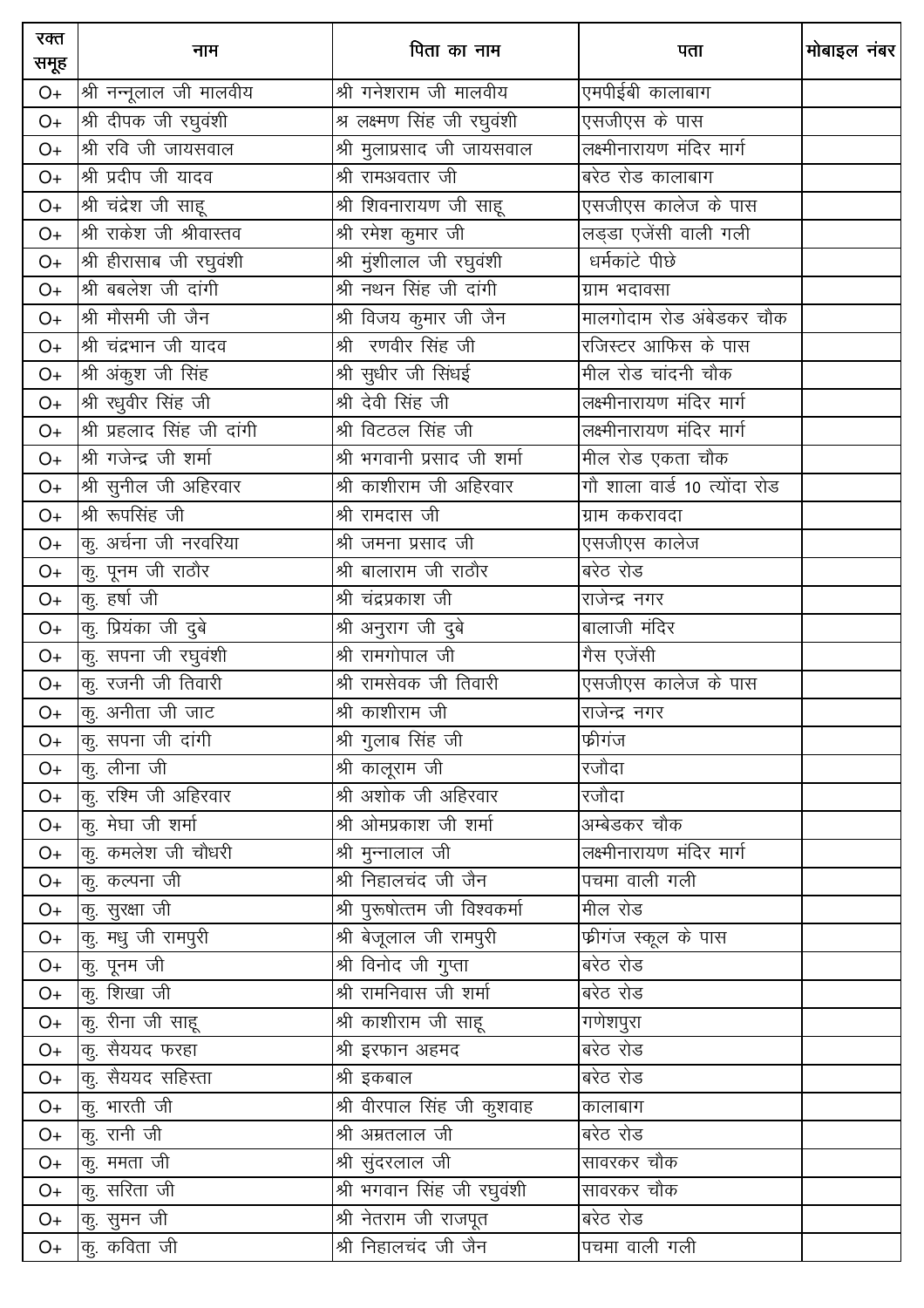| रक्त समूह | नाम | पिता का नाम | पता | मोबाइल नंबर |
|---|---|---|---|---|
| O+ | श्री नन्नूलाल जी मालवीय | श्री गनेशराम जी मालवीय | एमपीईबी कालाबाग | |
| O+ | श्री दीपक जी रघुवंशी | श्र लक्ष्मण सिंह जी रघुवंशी | एसजीएस के पास | |
| O+ | श्री रवि जी जायसवाल | श्री मुलाप्रसाद जी जायसवाल | लक्ष्मीनारायण मंदिर मार्ग | |
| O+ | श्री प्रदीप जी यादव | श्री रामअवतार जी | बरेठ रोड कालाबाग | |
| O+ | श्री चंद्रेश जी साहू | श्री शिवनारायण जी साहू | एसजीएस कालेज के पास | |
| O+ | श्री राकेश जी श्रीवास्तव | श्री रमेश कुमार जी | लड्डा एजेंसी वाली गली | |
| O+ | श्री हीरासाब जी रघुवंशी | श्री मुंशीलाल जी रघुवंशी | धर्मकांटे पीछे | |
| O+ | श्री बबलेश जी दांगी | श्री नथन सिंह जी दांगी | ग्राम भदावसा | |
| O+ | श्री मौसमी जी जैन | श्री विजय कुमार जी जैन | मालगोदाम रोड अंबेडकर चौक | |
| O+ | श्री चंद्रभान जी यादव | श्री रणवीर सिंह जी | रजिस्टर आफिस के पास | |
| O+ | श्री अंकुश जी सिंह | श्री सुधीर जी सिंधई | मील रोड चांदनी चौक | |
| O+ | श्री रधुवीर सिंह जी | श्री देवी सिंह जी | लक्ष्मीनारायण मंदिर मार्ग | |
| O+ | श्री प्रहलाद सिंह जी दांगी | श्री विटठल सिंह जी | लक्ष्मीनारायण मंदिर मार्ग | |
| O+ | श्री गजेन्द्र जी शर्मा | श्री भगवानी प्रसाद जी शर्मा | मील रोड एकता चौक | |
| O+ | श्री सुनील जी अहिरवार | श्री काशीराम जी अहिरवार | गौ शाला वार्ड 10 त्योंदा रोड | |
| O+ | श्री रूपसिंह जी | श्री रामदास जी | ग्राम ककरावदा | |
| O+ | कु. अर्चना जी नरवरिया | श्री जमना प्रसाद जी | एसजीएस कालेज | |
| O+ | कु. पूनम जी राठौर | श्री बालाराम जी राठौर | बरेठ रोड | |
| O+ | कु. हर्षा जी | श्री चंद्रप्रकाश जी | राजेन्द्र नगर | |
| O+ | कु. प्रियंका जी दुबे | श्री अनुराग जी दुबे | बालाजी मंदिर | |
| O+ | कु. सपना जी रघुवंशी | श्री रामगोपाल जी | गैस एजेंसी | |
| O+ | कु. रजनी जी तिवारी | श्री रामसेवक जी तिवारी | एसजीएस कालेज के पास | |
| O+ | कु. अनीता जी जाट | श्री काशीराम जी | राजेन्द्र नगर | |
| O+ | कु. सपना जी दांगी | श्री गुलाब सिंह जी | फ्रीगंज | |
| O+ | कु. लीना जी | श्री कालूराम जी | रजौदा | |
| O+ | कु. रश्मि जी अहिरवार | श्री अशोक जी अहिरवार | रजौदा | |
| O+ | कु. मेघा जी शर्मा | श्री ओमप्रकाश जी शर्मा | अम्बेडकर चौक | |
| O+ | कु. कमलेश जी चौधरी | श्री मुन्नालाल जी | लक्ष्मीनारायण मंदिर मार्ग | |
| O+ | कु. कल्पना जी | श्री निहालचंद जी जैन | पचमा वाली गली | |
| O+ | कु. सुरक्षा जी | श्री पुरूषोत्तम जी विश्वकर्मा | मील रोड | |
| O+ | कु. मधु जी रामपुरी | श्री बेजूलाल जी रामपुरी | फ्रीगंज स्कूल के पास | |
| O+ | कु. पूनम जी | श्री विनोद जी गुप्ता | बरेठ रोड | |
| O+ | कु. शिखा जी | श्री रामनिवास जी शर्मा | बरेठ रोड | |
| O+ | कु. रीना जी साहू | श्री काशीराम जी साहू | गणेशपुरा | |
| O+ | कु. सैययद फरहा | श्री इरफान अहमद | बरेठ रोड | |
| O+ | कु. सैययद सहिस्ता | श्री इकबाल | बरेठ रोड | |
| O+ | कु. भारती जी | श्री वीरपाल सिंह जी कुशवाह | कालाबाग | |
| O+ | कु. रानी जी | श्री अम्रतलाल जी | बरेठ रोड | |
| O+ | कु. ममता जी | श्री सुंदरलाल जी | सावरकर चौक | |
| O+ | कु. सरिता जी | श्री भगवान सिंह जी रघुवंशी | सावरकर चौक | |
| O+ | कु. सुमन जी | श्री नेतराम जी राजपूत | बरेठ रोड | |
| O+ | कु. कविता जी | श्री निहालचंद जी जैन | पचमा वाली गली | |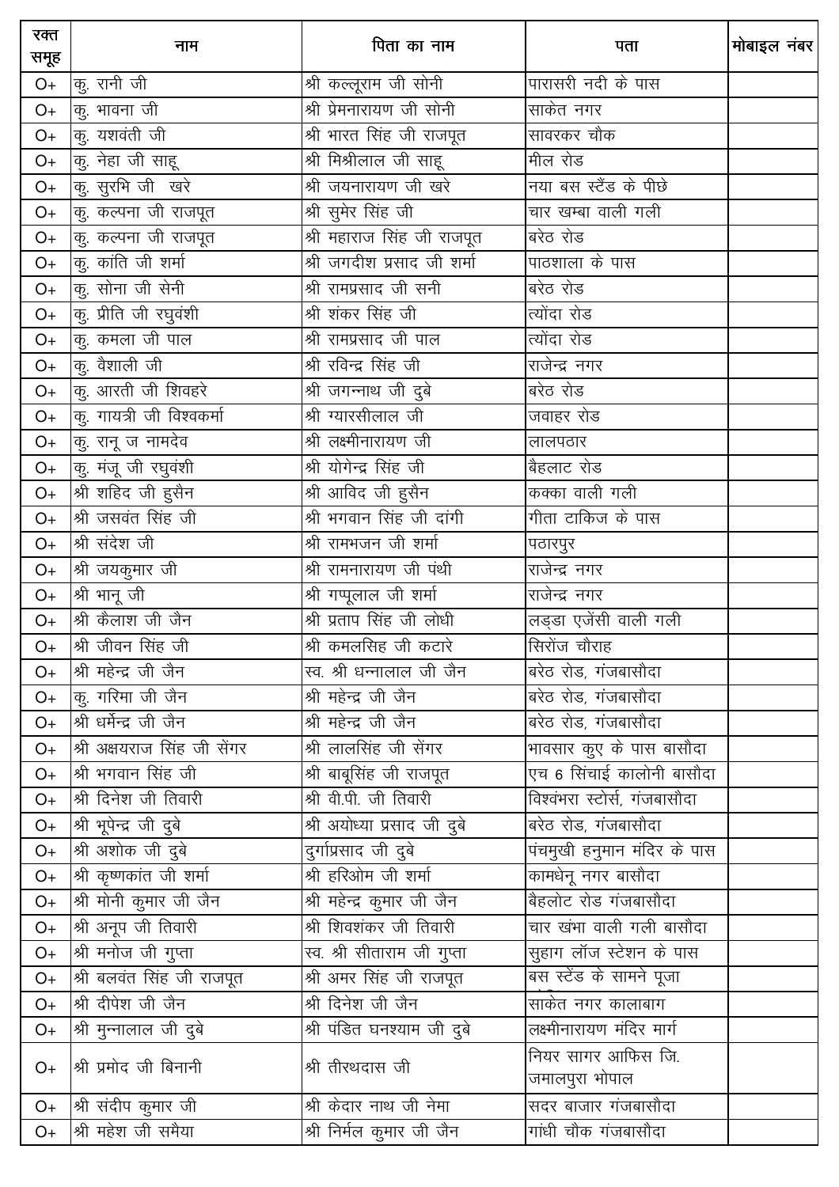| रक्त समूह | नाम | पिता का नाम | पता | मोबाइल नंबर |
|---|---|---|---|---|
| O+ | कु. रानी जी | श्री कल्लूराम जी सोनी | पारासरी नदी के पास | |
| O+ | कु. भावना जी | श्री प्रेमनारायण जी सोनी | साकेत नगर | |
| O+ | कु. यशवंती जी | श्री भारत सिंह जी राजपूत | सावरकर चौक | |
| O+ | कु. नेहा जी साहू | श्री मिश्रीलाल जी साहू | मील रोड | |
| O+ | कु. सुरभि जी खरे | श्री जयनारायण जी खरे | नया बस स्टैंड के पीछे | |
| O+ | कु. कल्पना जी राजपूत | श्री सुमेर सिंह जी | चार खम्बा वाली गली | |
| O+ | कु. कल्पना जी राजपूत | श्री महाराज सिंह जी राजपूत | बरेठ रोड | |
| O+ | कु. कांति जी शर्मा | श्री जगदीश प्रसाद जी शर्मा | पाठशाला के पास | |
| O+ | कु. सोना जी सेनी | श्री रामप्रसाद जी सनी | बरेठ रोड | |
| O+ | कु. प्रीति जी रघुवंशी | श्री शंकर सिंह जी | त्योंदा रोड | |
| O+ | कु. कमला जी पाल | श्री रामप्रसाद जी पाल | त्योंदा रोड | |
| O+ | कु. वैशाली जी | श्री रविन्द्र सिंह जी | राजेन्द्र नगर | |
| O+ | कु. आरती जी शिवहरे | श्री जगन्नाथ जी दुबे | बरेठ रोड | |
| O+ | कु. गायत्री जी विश्वकर्मा | श्री ग्यारसीलाल जी | जवाहर रोड | |
| O+ | कु. रानू ज नामदेव | श्री लक्ष्मीनारायण जी | लालपठार | |
| O+ | कु. मंजू जी रघुवंशी | श्री योगेन्द्र सिंह जी | बैहलाट रोड | |
| O+ | श्री शहिद जी हुसैन | श्री आविद जी हुसैन | कक्का वाली गली | |
| O+ | श्री जसवंत सिंह जी | श्री भगवान सिंह जी दांगी | गीता टाकिज के पास | |
| O+ | श्री संदेश जी | श्री रामभजन जी शर्मा | पठारपुर | |
| O+ | श्री जयकुमार जी | श्री रामनारायण जी पंथी | राजेन्द्र नगर | |
| O+ | श्री भानू जी | श्री गप्पूलाल जी शर्मा | राजेन्द्र नगर | |
| O+ | श्री कैलाश जी जैन | श्री प्रताप सिंह जी लोधी | लड्डा एजेंसी वाली गली | |
| O+ | श्री जीवन सिंह जी | श्री कमलसिह जी कटारे | सिरोंज चौराह | |
| O+ | श्री महेन्द्र जी जैन | स्व. श्री धन्नालाल जी जैन | बरेठ रोड, गंजबासौदा | |
| O+ | कु. गरिमा जी जैन | श्री महेन्द्र जी जैन | बरेठ रोड, गंजबासौदा | |
| O+ | श्री धर्मेन्द्र जी जैन | श्री महेन्द्र जी जैन | बरेठ रोड, गंजबासौदा | |
| O+ | श्री अक्षयराज सिंह जी सेंगर | श्री लालसिंह जी सेंगर | भावसार कुए के पास बासौदा | |
| O+ | श्री भगवान सिंह जी | श्री बाबूसिंह जी राजपूत | एच 6 सिंचाई कालोनी बासौदा | |
| O+ | श्री दिनेश जी तिवारी | श्री वी.पी. जी तिवारी | विश्वंभरा स्टोर्स, गंजबासौदा | |
| O+ | श्री भूपेन्द्र जी दुबे | श्री अयोध्या प्रसाद जी दुबे | बरेठ रोड, गंजबासौदा | |
| O+ | श्री अशोक जी दुबे | दुर्गाप्रसाद जी दुबे | पंचमुखी हनुमान मंदिर के पास | |
| O+ | श्री कृष्णकांत जी शर्मा | श्री हरिओम जी शर्मा | कामधेनू नगर बासौदा | |
| O+ | श्री मोनी कुमार जी जैन | श्री महेन्द्र कुमार जी जैन | बैहलोट रोड गंजबासौदा | |
| O+ | श्री अनूप जी तिवारी | श्री शिवशंकर जी तिवारी | चार खंभा वाली गली बासौदा | |
| O+ | श्री मनोज जी गुप्ता | स्व. श्री सीताराम जी गुप्ता | सुहाग लॉज स्टेशन के पास | |
| O+ | श्री बलवंत सिंह जी राजपूत | श्री अमर सिंह जी राजपूत | बस स्टेंड के सामने पूजा | |
| O+ | श्री दीपेश जी जैन | श्री दिनेश जी जैन | साकेत नगर कालाबाग | |
| O+ | श्री मुन्नालाल जी दुबे | श्री पंडित घनश्याम जी दुबे | लक्ष्मीनारायण मंदिर मार्ग | |
| O+ | श्री प्रमोद जी बिनानी | श्री तीरथदास जी | नियर सागर आफिस जि. जमालपुरा भोपाल | |
| O+ | श्री संदीप कुमार जी | श्री केदार नाथ जी नेमा | सदर बाजार गंजबासौदा | |
| O+ | श्री महेश जी समैया | श्री निर्मल कुमार जी जैन | गांधी चौक गंजबासौदा | |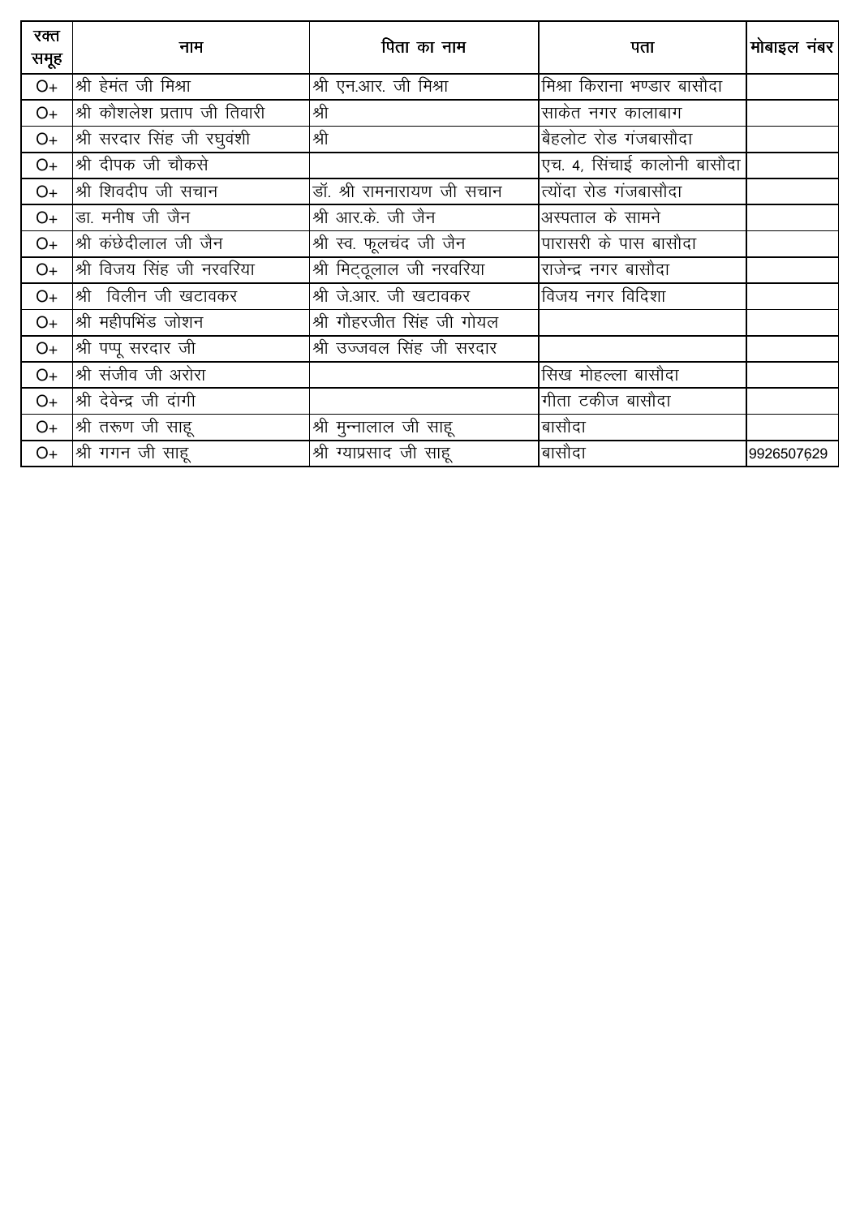| रक्त समूह | नाम | पिता का नाम | पता | मोबाइल नंबर |
|---|---|---|---|---|
| O+ | श्री हेमंत जी मिश्रा | श्री एन.आर. जी मिश्रा | मिश्रा किराना भण्डार बासौदा | |
| O+ | श्री कौशलेश प्रताप जी तिवारी | श्री | साकेत नगर कालाबाग | |
| O+ | श्री सरदार सिंह जी रघुवंशी | श्री | बैहलोट रोड गंजबासौदा | |
| O+ | श्री दीपक जी चौकसे | | एच. 4, सिंचाई कालोनी बासौदा | |
| O+ | श्री शिवदीप जी सचान | डॉ. श्री रामनारायण जी सचान | त्योंदा रोड गंजबासौदा | |
| O+ | डा. मनीष जी जैन | श्री आर.के. जी जैन | अस्पताल के सामने | |
| O+ | श्री कंछेदीलाल जी जैन | श्री स्व. फूलचंद जी जैन | पारासरी के पास बासौदा | |
| O+ | श्री विजय सिंह जी नरवरिया | श्री मिट्ठूलाल जी नरवरिया | राजेन्द्र नगर बासौदा | |
| O+ | श्री विलीन जी खटावकर | श्री जे.आर. जी खटावकर | विजय नगर विदिशा | |
| O+ | श्री महीपभिंड जोशन | श्री गौहरजीत सिंह जी गोयल | | |
| O+ | श्री पप्पू सरदार जी | श्री उज्जवल सिंह जी सरदार | | |
| O+ | श्री संजीव जी अरोरा | | सिख मोहल्ला बासौदा | |
| O+ | श्री देवेन्द्र जी दांगी | | गीता टकीज बासौदा | |
| O+ | श्री तरूण जी साहू | श्री मुन्नालाल जी साहू | बासौदा | |
| O+ | श्री गगन जी साहू | श्री ग्याप्रसाद जी साहू | बासौदा | 9926507629 |